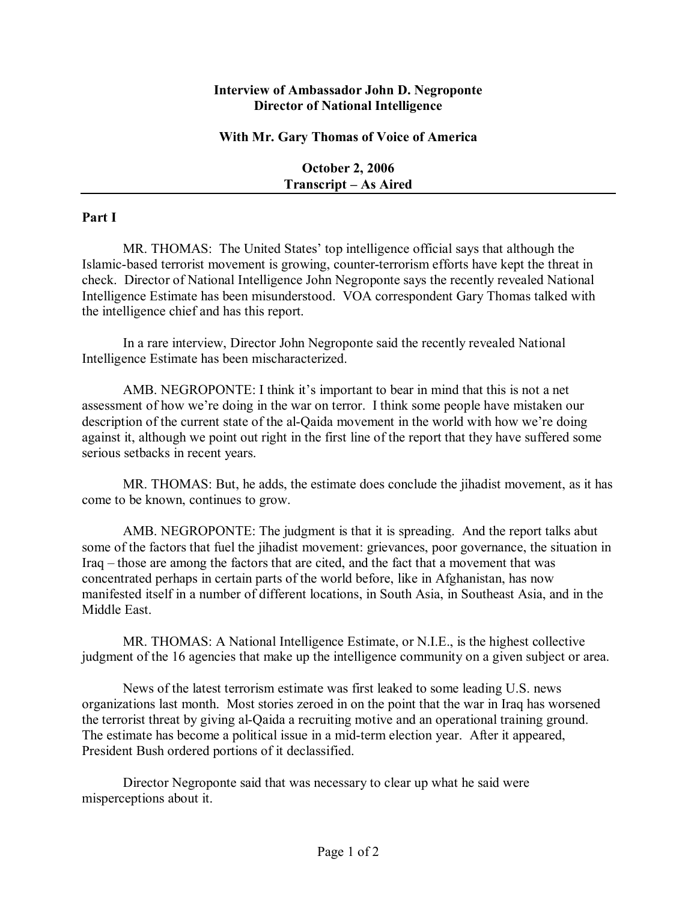**Interview of Ambassador John D. Negroponte**
**Director of National Intelligence**

**With Mr. Gary Thomas of Voice of America**

**October 2, 2006**
**Transcript – As Aired**

---

**Part I**

MR. THOMAS: The United States' top intelligence official says that although the Islamic-based terrorist movement is growing, counter-terrorism efforts have kept the threat in check. Director of National Intelligence John Negroponte says the recently revealed National Intelligence Estimate has been misunderstood. VOA correspondent Gary Thomas talked with the intelligence chief and has this report.

In a rare interview, Director John Negroponte said the recently revealed National Intelligence Estimate has been mischaracterized.

AMB. NEGROPONTE: I think it's important to bear in mind that this is not a net assessment of how we're doing in the war on terror. I think some people have mistaken our description of the current state of the al-Qaida movement in the world with how we're doing against it, although we point out right in the first line of the report that they have suffered some serious setbacks in recent years.

MR. THOMAS: But, he adds, the estimate does conclude the jihadist movement, as it has come to be known, continues to grow.

AMB. NEGROPONTE: The judgment is that it is spreading. And the report talks abut some of the factors that fuel the jihadist movement: grievances, poor governance, the situation in Iraq – those are among the factors that are cited, and the fact that a movement that was concentrated perhaps in certain parts of the world before, like in Afghanistan, has now manifested itself in a number of different locations, in South Asia, in Southeast Asia, and in the Middle East.

MR. THOMAS: A National Intelligence Estimate, or N.I.E., is the highest collective judgment of the 16 agencies that make up the intelligence community on a given subject or area.

News of the latest terrorism estimate was first leaked to some leading U.S. news organizations last month. Most stories zeroed in on the point that the war in Iraq has worsened the terrorist threat by giving al-Qaida a recruiting motive and an operational training ground. The estimate has become a political issue in a mid-term election year. After it appeared, President Bush ordered portions of it declassified.

Director Negroponte said that was necessary to clear up what he said were misperceptions about it.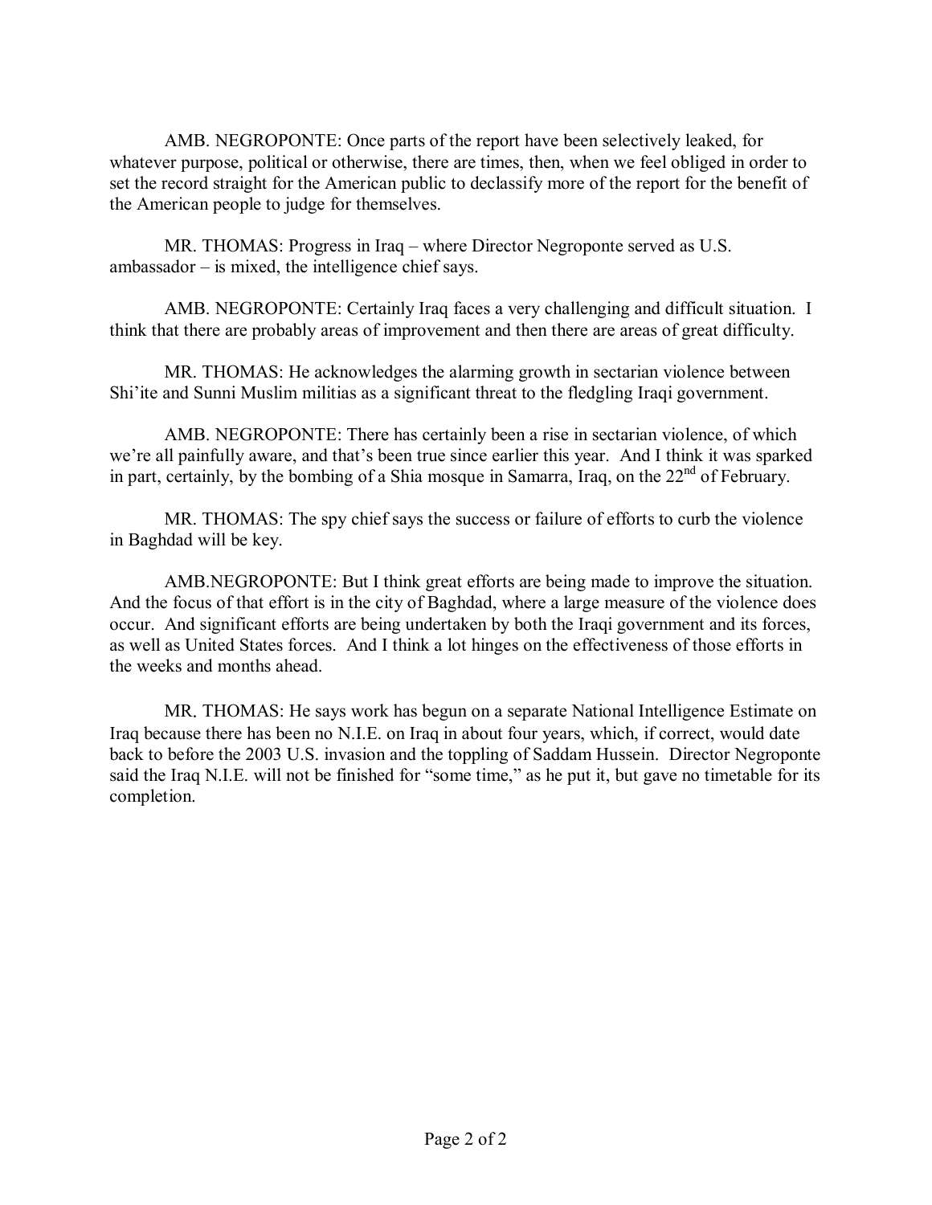AMB. NEGROPONTE: Once parts of the report have been selectively leaked, for whatever purpose, political or otherwise, there are times, then, when we feel obliged in order to set the record straight for the American public to declassify more of the report for the benefit of the American people to judge for themselves.

MR. THOMAS: Progress in Iraq – where Director Negroponte served as U.S. ambassador – is mixed, the intelligence chief says.

AMB. NEGROPONTE: Certainly Iraq faces a very challenging and difficult situation. I think that there are probably areas of improvement and then there are areas of great difficulty.

MR. THOMAS: He acknowledges the alarming growth in sectarian violence between Shi'ite and Sunni Muslim militias as a significant threat to the fledgling Iraqi government.

AMB. NEGROPONTE: There has certainly been a rise in sectarian violence, of which we're all painfully aware, and that's been true since earlier this year. And I think it was sparked in part, certainly, by the bombing of a Shia mosque in Samarra, Iraq, on the 22nd of February.

MR. THOMAS: The spy chief says the success or failure of efforts to curb the violence in Baghdad will be key.

AMB.NEGROPONTE: But I think great efforts are being made to improve the situation. And the focus of that effort is in the city of Baghdad, where a large measure of the violence does occur. And significant efforts are being undertaken by both the Iraqi government and its forces, as well as United States forces. And I think a lot hinges on the effectiveness of those efforts in the weeks and months ahead.

MR. THOMAS: He says work has begun on a separate National Intelligence Estimate on Iraq because there has been no N.I.E. on Iraq in about four years, which, if correct, would date back to before the 2003 U.S. invasion and the toppling of Saddam Hussein. Director Negroponte said the Iraq N.I.E. will not be finished for "some time," as he put it, but gave no timetable for its completion.